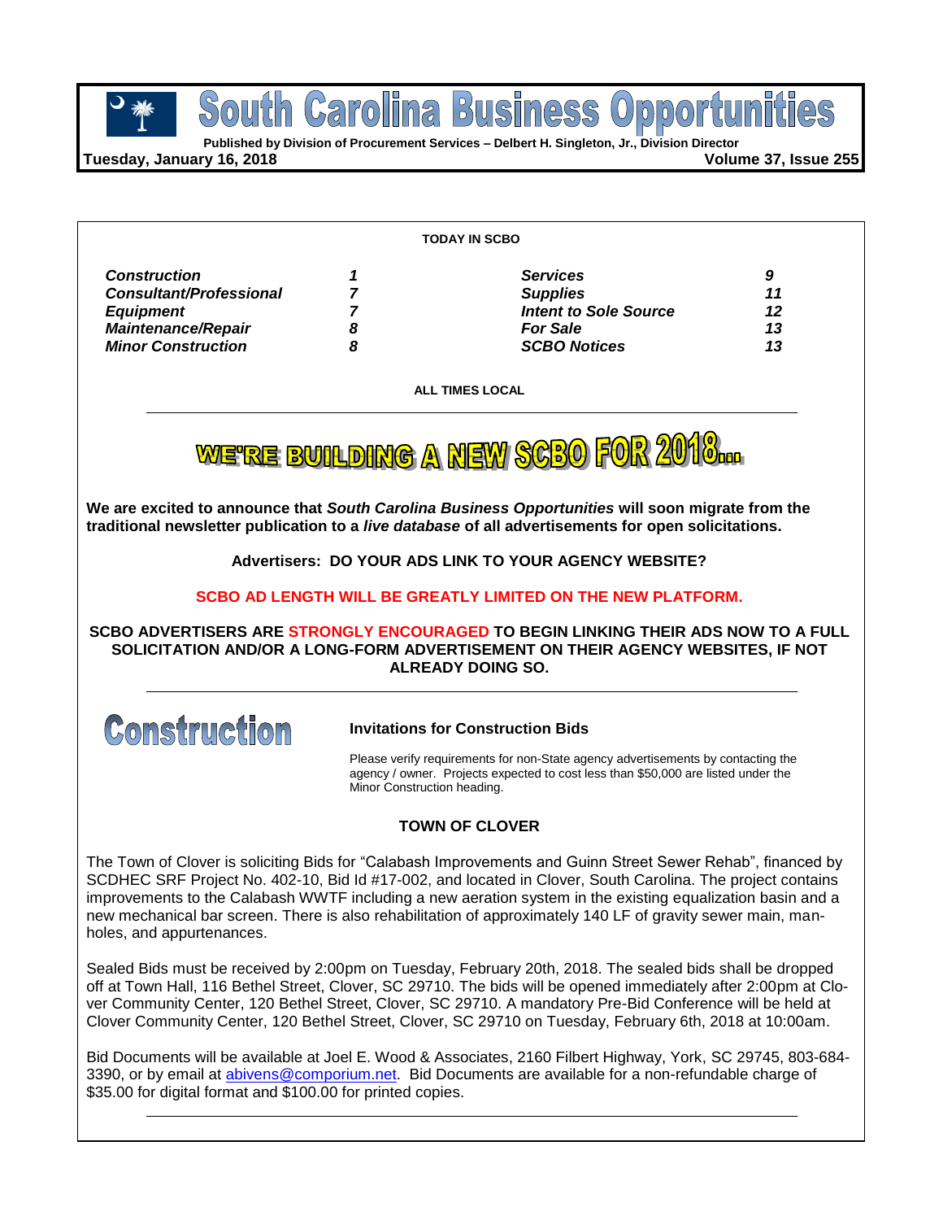# South Carolina Business Opportunities

**Published by Division of Procurement Services – Delbert H. Singleton, Jr., Division Director**

**Tuesday, January 16, 2018** **Volume 37, Issue 255**

**TODAY IN SCBO**

| | | | |
|---|---|---|---|
| ***Construction*** | ***1*** | ***Services*** | ***9*** |
| ***Consultant/Professional*** | ***7*** | ***Supplies*** | ***11*** |
| ***Equipment*** | ***7*** | ***Intent to Sole Source*** | ***12*** |
| ***Maintenance/Repair*** | ***8*** | ***For Sale*** | ***13*** |
| ***Minor Construction*** | ***8*** | ***SCBO Notices*** | ***13*** |

**ALL TIMES LOCAL**

---

## WE'RE BUILDING A NEW SCBO FOR 2018...

**We are excited to announce that *South Carolina Business Opportunities* will soon migrate from the traditional newsletter publication to a *live database* of all advertisements for open solicitations.**

**Advertisers: DO YOUR ADS LINK TO YOUR AGENCY WEBSITE?**

**SCBO AD LENGTH WILL BE GREATLY LIMITED ON THE NEW PLATFORM.**

**SCBO ADVERTISERS ARE STRONGLY ENCOURAGED TO BEGIN LINKING THEIR ADS NOW TO A FULL SOLICITATION AND/OR A LONG-FORM ADVERTISEMENT ON THEIR AGENCY WEBSITES, IF NOT ALREADY DOING SO.**

---

# Construction

### Invitations for Construction Bids

Please verify requirements for non-State agency advertisements by contacting the agency / owner. Projects expected to cost less than $50,000 are listed under the Minor Construction heading.

### TOWN OF CLOVER

The Town of Clover is soliciting Bids for "Calabash Improvements and Guinn Street Sewer Rehab", financed by SCDHEC SRF Project No. 402-10, Bid Id #17-002, and located in Clover, South Carolina. The project contains improvements to the Calabash WWTF including a new aeration system in the existing equalization basin and a new mechanical bar screen. There is also rehabilitation of approximately 140 LF of gravity sewer main, manholes, and appurtenances.

Sealed Bids must be received by 2:00pm on Tuesday, February 20th, 2018. The sealed bids shall be dropped off at Town Hall, 116 Bethel Street, Clover, SC 29710. The bids will be opened immediately after 2:00pm at Clover Community Center, 120 Bethel Street, Clover, SC 29710. A mandatory Pre-Bid Conference will be held at Clover Community Center, 120 Bethel Street, Clover, SC 29710 on Tuesday, February 6th, 2018 at 10:00am.

Bid Documents will be available at Joel E. Wood & Associates, 2160 Filbert Highway, York, SC 29745, 803-684-3390, or by email at abivens@comporium.net. Bid Documents are available for a non-refundable charge of $35.00 for digital format and $100.00 for printed copies.

---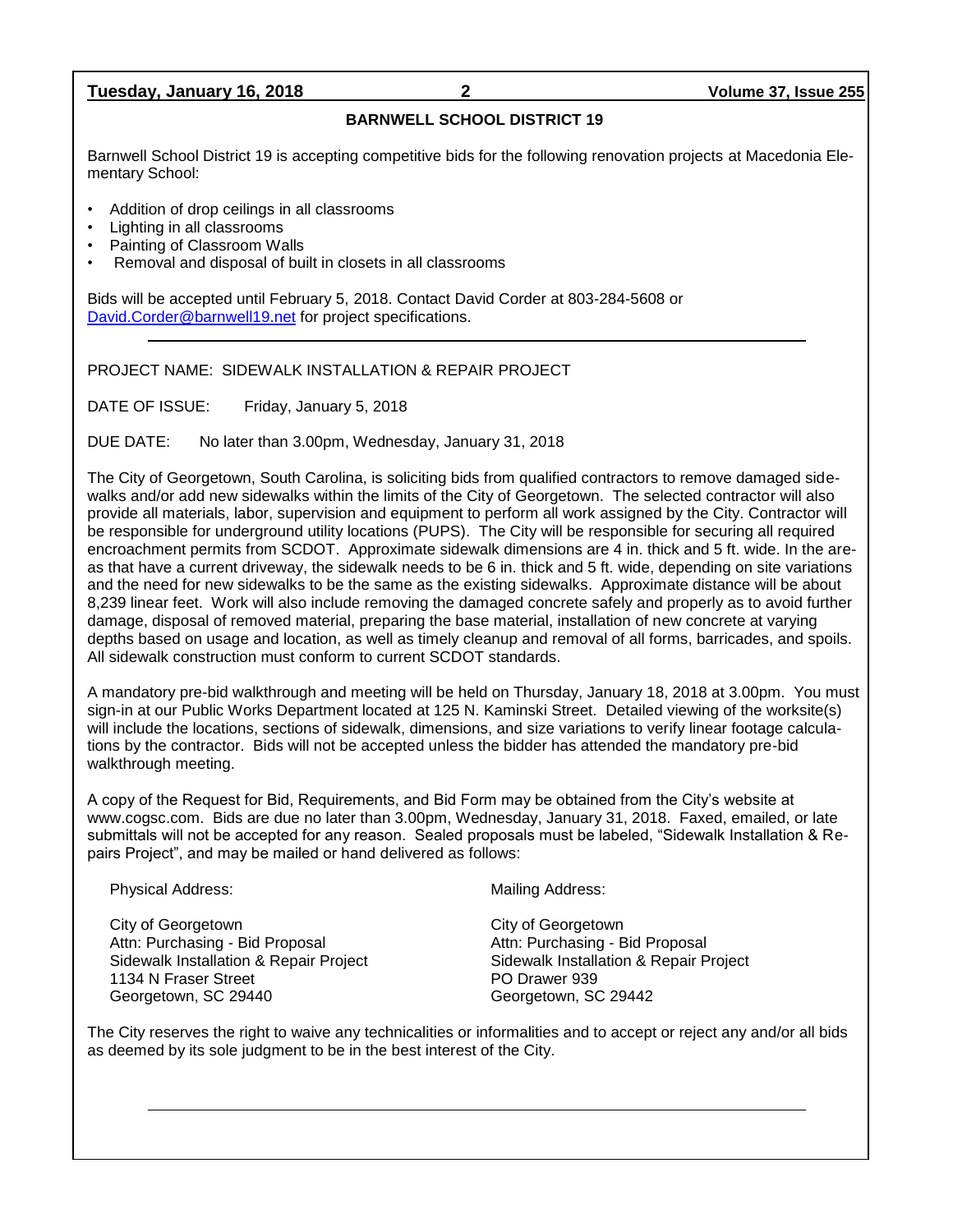## BARNWELL SCHOOL DISTRICT 19

Barnwell School District 19 is accepting competitive bids for the following renovation projects at Macedonia Elementary School:

- Addition of drop ceilings in all classrooms
- Lighting in all classrooms
- Painting of Classroom Walls
- Removal and disposal of built in closets in all classrooms

Bids will be accepted until February 5, 2018. Contact David Corder at 803-284-5608 or David.Corder@barnwell19.net for project specifications.

---

PROJECT NAME: SIDEWALK INSTALLATION & REPAIR PROJECT

DATE OF ISSUE: Friday, January 5, 2018

DUE DATE: No later than 3.00pm, Wednesday, January 31, 2018

The City of Georgetown, South Carolina, is soliciting bids from qualified contractors to remove damaged sidewalks and/or add new sidewalks within the limits of the City of Georgetown. The selected contractor will also provide all materials, labor, supervision and equipment to perform all work assigned by the City. Contractor will be responsible for underground utility locations (PUPS). The City will be responsible for securing all required encroachment permits from SCDOT. Approximate sidewalk dimensions are 4 in. thick and 5 ft. wide. In the areas that have a current driveway, the sidewalk needs to be 6 in. thick and 5 ft. wide, depending on site variations and the need for new sidewalks to be the same as the existing sidewalks. Approximate distance will be about 8,239 linear feet. Work will also include removing the damaged concrete safely and properly as to avoid further damage, disposal of removed material, preparing the base material, installation of new concrete at varying depths based on usage and location, as well as timely cleanup and removal of all forms, barricades, and spoils. All sidewalk construction must conform to current SCDOT standards.

A mandatory pre-bid walkthrough and meeting will be held on Thursday, January 18, 2018 at 3.00pm. You must sign-in at our Public Works Department located at 125 N. Kaminski Street. Detailed viewing of the worksite(s) will include the locations, sections of sidewalk, dimensions, and size variations to verify linear footage calculations by the contractor. Bids will not be accepted unless the bidder has attended the mandatory pre-bid walkthrough meeting.

A copy of the Request for Bid, Requirements, and Bid Form may be obtained from the City's website at www.cogsc.com. Bids are due no later than 3.00pm, Wednesday, January 31, 2018. Faxed, emailed, or late submittals will not be accepted for any reason. Sealed proposals must be labeled, "Sidewalk Installation & Repairs Project", and may be mailed or hand delivered as follows:

Physical Address:

City of Georgetown
Attn: Purchasing - Bid Proposal
Sidewalk Installation & Repair Project
1134 N Fraser Street
Georgetown, SC 29440

Mailing Address:

City of Georgetown
Attn: Purchasing - Bid Proposal
Sidewalk Installation & Repair Project
PO Drawer 939
Georgetown, SC 29442

The City reserves the right to waive any technicalities or informalities and to accept or reject any and/or all bids as deemed by its sole judgment to be in the best interest of the City.

---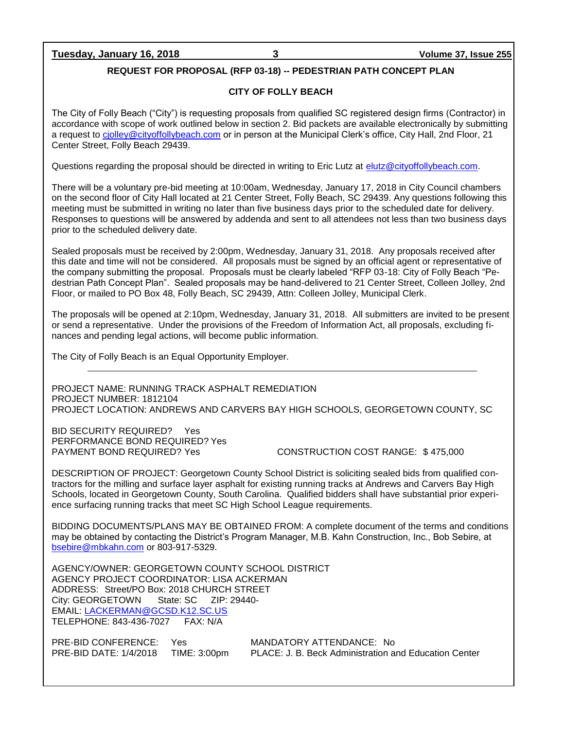**REQUEST FOR PROPOSAL (RFP 03-18) -- PEDESTRIAN PATH CONCEPT PLAN**

**CITY OF FOLLY BEACH**

The City of Folly Beach ("City") is requesting proposals from qualified SC registered design firms (Contractor) in accordance with scope of work outlined below in section 2. Bid packets are available electronically by submitting a request to cjolley@cityoffollybeach.com or in person at the Municipal Clerk's office, City Hall, 2nd Floor, 21 Center Street, Folly Beach 29439.

Questions regarding the proposal should be directed in writing to Eric Lutz at elutz@cityoffollybeach.com.

There will be a voluntary pre-bid meeting at 10:00am, Wednesday, January 17, 2018 in City Council chambers on the second floor of City Hall located at 21 Center Street, Folly Beach, SC 29439. Any questions following this meeting must be submitted in writing no later than five business days prior to the scheduled date for delivery. Responses to questions will be answered by addenda and sent to all attendees not less than two business days prior to the scheduled delivery date.

Sealed proposals must be received by 2:00pm, Wednesday, January 31, 2018. Any proposals received after this date and time will not be considered. All proposals must be signed by an official agent or representative of the company submitting the proposal. Proposals must be clearly labeled "RFP 03-18: City of Folly Beach "Pedestrian Path Concept Plan". Sealed proposals may be hand-delivered to 21 Center Street, Colleen Jolley, 2nd Floor, or mailed to PO Box 48, Folly Beach, SC 29439, Attn: Colleen Jolley, Municipal Clerk.

The proposals will be opened at 2:10pm, Wednesday, January 31, 2018. All submitters are invited to be present or send a representative. Under the provisions of the Freedom of Information Act, all proposals, excluding finances and pending legal actions, will become public information.

The City of Folly Beach is an Equal Opportunity Employer.

---

PROJECT NAME: RUNNING TRACK ASPHALT REMEDIATION
PROJECT NUMBER: 1812104
PROJECT LOCATION: ANDREWS AND CARVERS BAY HIGH SCHOOLS, GEORGETOWN COUNTY, SC

BID SECURITY REQUIRED? Yes
PERFORMANCE BOND REQUIRED? Yes
PAYMENT BOND REQUIRED? Yes CONSTRUCTION COST RANGE: $ 475,000

DESCRIPTION OF PROJECT: Georgetown County School District is soliciting sealed bids from qualified contractors for the milling and surface layer asphalt for existing running tracks at Andrews and Carvers Bay High Schools, located in Georgetown County, South Carolina. Qualified bidders shall have substantial prior experience surfacing running tracks that meet SC High School League requirements.

BIDDING DOCUMENTS/PLANS MAY BE OBTAINED FROM: A complete document of the terms and conditions may be obtained by contacting the District's Program Manager, M.B. Kahn Construction, Inc., Bob Sebire, at bsebire@mbkahn.com or 803-917-5329.

AGENCY/OWNER: GEORGETOWN COUNTY SCHOOL DISTRICT
AGENCY PROJECT COORDINATOR: LISA ACKERMAN
ADDRESS: Street/PO Box: 2018 CHURCH STREET
City: GEORGETOWN State: SC ZIP: 29440-
EMAIL: LACKERMAN@GCSD.K12.SC.US
TELEPHONE: 843-436-7027 FAX: N/A

PRE-BID CONFERENCE: Yes MANDATORY ATTENDANCE: No
PRE-BID DATE: 1/4/2018 TIME: 3:00pm PLACE: J. B. Beck Administration and Education Center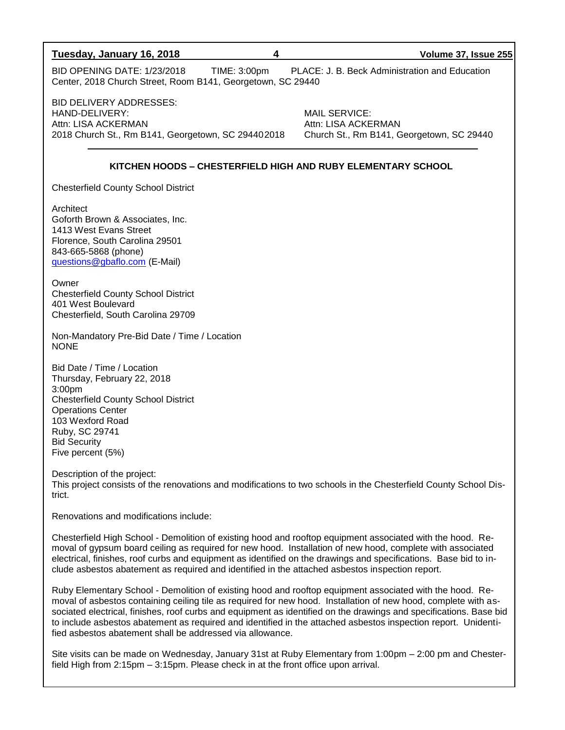BID OPENING DATE: 1/23/2018 TIME: 3:00pm PLACE: J. B. Beck Administration and Education Center, 2018 Church Street, Room B141, Georgetown, SC 29440

BID DELIVERY ADDRESSES:

HAND-DELIVERY:
Attn: LISA ACKERMAN
2018 Church St., Rm B141, Georgetown, SC 29440

MAIL SERVICE:
Attn: LISA ACKERMAN
2018 Church St., Rm B141, Georgetown, SC 29440

---

**KITCHEN HOODS – CHESTERFIELD HIGH AND RUBY ELEMENTARY SCHOOL**

Chesterfield County School District

Architect
Goforth Brown & Associates, Inc.
1413 West Evans Street
Florence, South Carolina 29501
843-665-5868 (phone)
questions@gbaflo.com (E-Mail)

Owner
Chesterfield County School District
401 West Boulevard
Chesterfield, South Carolina 29709

Non-Mandatory Pre-Bid Date / Time / Location
NONE

Bid Date / Time / Location
Thursday, February 22, 2018
3:00pm
Chesterfield County School District
Operations Center
103 Wexford Road
Ruby, SC 29741
Bid Security
Five percent (5%)

Description of the project:
This project consists of the renovations and modifications to two schools in the Chesterfield County School District.

Renovations and modifications include:

Chesterfield High School - Demolition of existing hood and rooftop equipment associated with the hood. Removal of gypsum board ceiling as required for new hood. Installation of new hood, complete with associated electrical, finishes, roof curbs and equipment as identified on the drawings and specifications. Base bid to include asbestos abatement as required and identified in the attached asbestos inspection report.

Ruby Elementary School - Demolition of existing hood and rooftop equipment associated with the hood. Removal of asbestos containing ceiling tile as required for new hood. Installation of new hood, complete with associated electrical, finishes, roof curbs and equipment as identified on the drawings and specifications. Base bid to include asbestos abatement as required and identified in the attached asbestos inspection report. Unidentified asbestos abatement shall be addressed via allowance.

Site visits can be made on Wednesday, January 31st at Ruby Elementary from 1:00pm – 2:00 pm and Chesterfield High from 2:15pm – 3:15pm. Please check in at the front office upon arrival.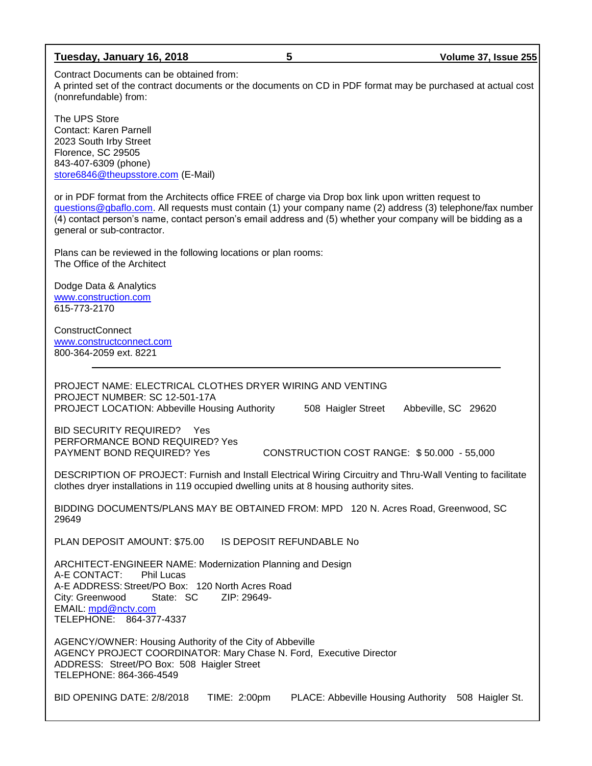Contract Documents can be obtained from:
A printed set of the contract documents or the documents on CD in PDF format may be purchased at actual cost (nonrefundable) from:

The UPS Store
Contact: Karen Parnell
2023 South Irby Street
Florence, SC 29505
843-407-6309 (phone)
store6846@theupsstore.com (E-Mail)

or in PDF format from the Architects office FREE of charge via Drop box link upon written request to questions@gbaflo.com. All requests must contain (1) your company name (2) address (3) telephone/fax number (4) contact person's name, contact person's email address and (5) whether your company will be bidding as a general or sub-contractor.

Plans can be reviewed in the following locations or plan rooms:
The Office of the Architect

Dodge Data & Analytics
www.construction.com
615-773-2170

ConstructConnect
www.constructconnect.com
800-364-2059 ext. 8221

---

PROJECT NAME: ELECTRICAL CLOTHES DRYER WIRING AND VENTING
PROJECT NUMBER: SC 12-501-17A
PROJECT LOCATION: Abbeville Housing Authority 508 Haigler Street Abbeville, SC 29620

BID SECURITY REQUIRED? Yes
PERFORMANCE BOND REQUIRED? Yes
PAYMENT BOND REQUIRED? Yes CONSTRUCTION COST RANGE: $ 50.000 - 55,000

DESCRIPTION OF PROJECT: Furnish and Install Electrical Wiring Circuitry and Thru-Wall Venting to facilitate clothes dryer installations in 119 occupied dwelling units at 8 housing authority sites.

BIDDING DOCUMENTS/PLANS MAY BE OBTAINED FROM: MPD 120 N. Acres Road, Greenwood, SC 29649

PLAN DEPOSIT AMOUNT: $75.00 IS DEPOSIT REFUNDABLE No

ARCHITECT-ENGINEER NAME: Modernization Planning and Design
A-E CONTACT: Phil Lucas
A-E ADDRESS: Street/PO Box: 120 North Acres Road
City: Greenwood State: SC ZIP: 29649-
EMAIL: mpd@nctv.com
TELEPHONE: 864-377-4337

AGENCY/OWNER: Housing Authority of the City of Abbeville
AGENCY PROJECT COORDINATOR: Mary Chase N. Ford, Executive Director
ADDRESS: Street/PO Box: 508 Haigler Street
TELEPHONE: 864-366-4549

BID OPENING DATE: 2/8/2018 TIME: 2:00pm PLACE: Abbeville Housing Authority 508 Haigler St.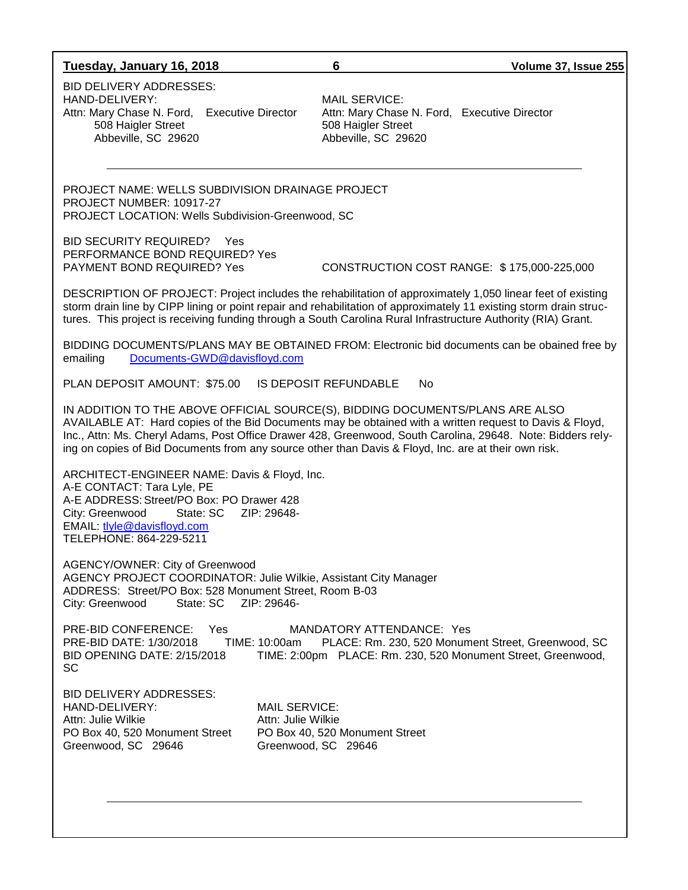BID DELIVERY ADDRESSES:

HAND-DELIVERY:
Attn: Mary Chase N. Ford, Executive Director
508 Haigler Street
Abbeville, SC 29620

MAIL SERVICE:
Attn: Mary Chase N. Ford, Executive Director
508 Haigler Street
Abbeville, SC 29620

---

PROJECT NAME: WELLS SUBDIVISION DRAINAGE PROJECT
PROJECT NUMBER: 10917-27
PROJECT LOCATION: Wells Subdivision-Greenwood, SC

BID SECURITY REQUIRED? Yes
PERFORMANCE BOND REQUIRED? Yes
PAYMENT BOND REQUIRED? Yes

CONSTRUCTION COST RANGE: $ 175,000-225,000

DESCRIPTION OF PROJECT: Project includes the rehabilitation of approximately 1,050 linear feet of existing storm drain line by CIPP lining or point repair and rehabilitation of approximately 11 existing storm drain structures. This project is receiving funding through a South Carolina Rural Infrastructure Authority (RIA) Grant.

BIDDING DOCUMENTS/PLANS MAY BE OBTAINED FROM: Electronic bid documents can be obained free by emailing Documents-GWD@davisfloyd.com

PLAN DEPOSIT AMOUNT: $75.00 IS DEPOSIT REFUNDABLE No

IN ADDITION TO THE ABOVE OFFICIAL SOURCE(S), BIDDING DOCUMENTS/PLANS ARE ALSO AVAILABLE AT: Hard copies of the Bid Documents may be obtained with a written request to Davis & Floyd, Inc., Attn: Ms. Cheryl Adams, Post Office Drawer 428, Greenwood, South Carolina, 29648. Note: Bidders relying on copies of Bid Documents from any source other than Davis & Floyd, Inc. are at their own risk.

ARCHITECT-ENGINEER NAME: Davis & Floyd, Inc.
A-E CONTACT: Tara Lyle, PE
A-E ADDRESS: Street/PO Box: PO Drawer 428
City: Greenwood State: SC ZIP: 29648-
EMAIL: tlyle@davisfloyd.com
TELEPHONE: 864-229-5211

AGENCY/OWNER: City of Greenwood
AGENCY PROJECT COORDINATOR: Julie Wilkie, Assistant City Manager
ADDRESS: Street/PO Box: 528 Monument Street, Room B-03
City: Greenwood State: SC ZIP: 29646-

PRE-BID CONFERENCE: Yes MANDATORY ATTENDANCE: Yes
PRE-BID DATE: 1/30/2018 TIME: 10:00am PLACE: Rm. 230, 520 Monument Street, Greenwood, SC
BID OPENING DATE: 2/15/2018 TIME: 2:00pm PLACE: Rm. 230, 520 Monument Street, Greenwood, SC

BID DELIVERY ADDRESSES:

HAND-DELIVERY:
Attn: Julie Wilkie
PO Box 40, 520 Monument Street
Greenwood, SC 29646

MAIL SERVICE:
Attn: Julie Wilkie
PO Box 40, 520 Monument Street
Greenwood, SC 29646

---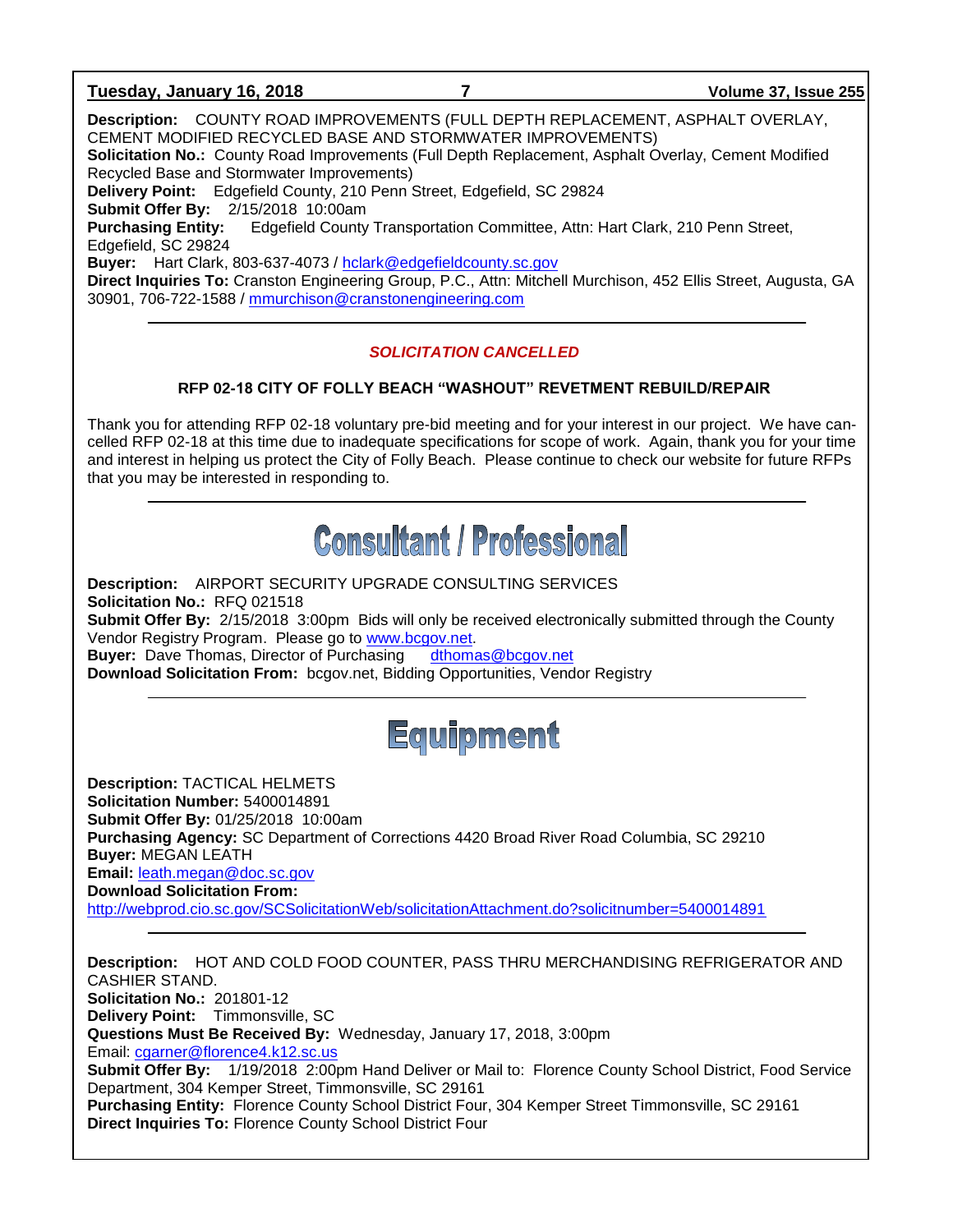**Description:** COUNTY ROAD IMPROVEMENTS (FULL DEPTH REPLACEMENT, ASPHALT OVERLAY, CEMENT MODIFIED RECYCLED BASE AND STORMWATER IMPROVEMENTS)
**Solicitation No.:** County Road Improvements (Full Depth Replacement, Asphalt Overlay, Cement Modified Recycled Base and Stormwater Improvements)
**Delivery Point:** Edgefield County, 210 Penn Street, Edgefield, SC 29824
**Submit Offer By:** 2/15/2018 10:00am
**Purchasing Entity:** Edgefield County Transportation Committee, Attn: Hart Clark, 210 Penn Street, Edgefield, SC 29824
**Buyer:** Hart Clark, 803-637-4073 / hclark@edgefieldcounty.sc.gov
**Direct Inquiries To:** Cranston Engineering Group, P.C., Attn: Mitchell Murchison, 452 Ellis Street, Augusta, GA 30901, 706-722-1588 / mmurchison@cranstonengineering.com

---

***SOLICITATION CANCELLED***

**RFP 02-18 CITY OF FOLLY BEACH "WASHOUT" REVETMENT REBUILD/REPAIR**

Thank you for attending RFP 02-18 voluntary pre-bid meeting and for your interest in our project. We have cancelled RFP 02-18 at this time due to inadequate specifications for scope of work. Again, thank you for your time and interest in helping us protect the City of Folly Beach. Please continue to check our website for future RFPs that you may be interested in responding to.

---

# Consultant / Professional

**Description:** AIRPORT SECURITY UPGRADE CONSULTING SERVICES
**Solicitation No.:** RFQ 021518
**Submit Offer By:** 2/15/2018 3:00pm Bids will only be received electronically submitted through the County Vendor Registry Program. Please go to www.bcgov.net.
**Buyer:** Dave Thomas, Director of Purchasing dthomas@bcgov.net
**Download Solicitation From:** bcgov.net, Bidding Opportunities, Vendor Registry

---

# Equipment

**Description:** TACTICAL HELMETS
**Solicitation Number:** 5400014891
**Submit Offer By:** 01/25/2018 10:00am
**Purchasing Agency:** SC Department of Corrections 4420 Broad River Road Columbia, SC 29210
**Buyer:** MEGAN LEATH
**Email:** leath.megan@doc.sc.gov
**Download Solicitation From:**
http://webprod.cio.sc.gov/SCSolicitationWeb/solicitationAttachment.do?solicitnumber=5400014891

---

**Description:** HOT AND COLD FOOD COUNTER, PASS THRU MERCHANDISING REFRIGERATOR AND CASHIER STAND.
**Solicitation No.:** 201801-12
**Delivery Point:** Timmonsville, SC
**Questions Must Be Received By:** Wednesday, January 17, 2018, 3:00pm
Email: cgarner@florence4.k12.sc.us
**Submit Offer By:** 1/19/2018 2:00pm Hand Deliver or Mail to: Florence County School District, Food Service Department, 304 Kemper Street, Timmonsville, SC 29161
**Purchasing Entity:** Florence County School District Four, 304 Kemper Street Timmonsville, SC 29161
**Direct Inquiries To:** Florence County School District Four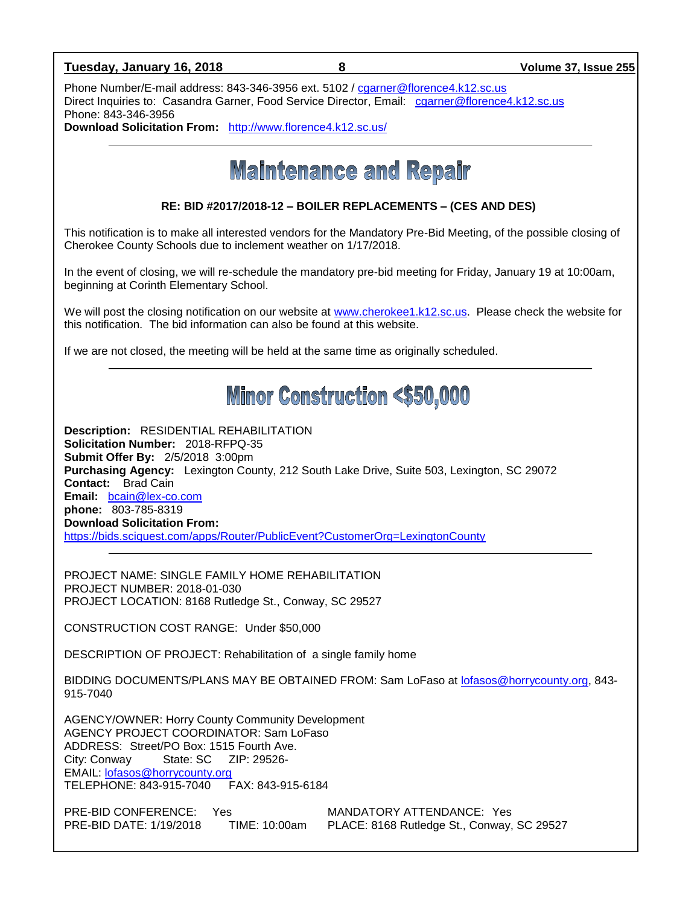Phone Number/E-mail address: 843-346-3956 ext. 5102 / cgarner@florence4.k12.sc.us
Direct Inquiries to: Casandra Garner, Food Service Director, Email: cgarner@florence4.k12.sc.us
Phone: 843-346-3956
**Download Solicitation From:** http://www.florence4.k12.sc.us/

---

# Maintenance and Repair

**RE: BID #2017/2018-12 – BOILER REPLACEMENTS – (CES AND DES)**

This notification is to make all interested vendors for the Mandatory Pre-Bid Meeting, of the possible closing of Cherokee County Schools due to inclement weather on 1/17/2018.

In the event of closing, we will re-schedule the mandatory pre-bid meeting for Friday, January 19 at 10:00am, beginning at Corinth Elementary School.

We will post the closing notification on our website at www.cherokee1.k12.sc.us. Please check the website for this notification. The bid information can also be found at this website.

If we are not closed, the meeting will be held at the same time as originally scheduled.

---

# Minor Construction <$50,000

**Description:** RESIDENTIAL REHABILITATION
**Solicitation Number:** 2018-RFPQ-35
**Submit Offer By:** 2/5/2018 3:00pm
**Purchasing Agency:** Lexington County, 212 South Lake Drive, Suite 503, Lexington, SC 29072
**Contact:** Brad Cain
**Email:** bcain@lex-co.com
**phone:** 803-785-8319
**Download Solicitation From:**
https://bids.sciquest.com/apps/Router/PublicEvent?CustomerOrg=LexingtonCounty

---

PROJECT NAME: SINGLE FAMILY HOME REHABILITATION
PROJECT NUMBER: 2018-01-030
PROJECT LOCATION: 8168 Rutledge St., Conway, SC 29527

CONSTRUCTION COST RANGE: Under $50,000

DESCRIPTION OF PROJECT: Rehabilitation of a single family home

BIDDING DOCUMENTS/PLANS MAY BE OBTAINED FROM: Sam LoFaso at lofasos@horrycounty.org, 843-915-7040

AGENCY/OWNER: Horry County Community Development
AGENCY PROJECT COORDINATOR: Sam LoFaso
ADDRESS: Street/PO Box: 1515 Fourth Ave.
City: Conway State: SC ZIP: 29526-
EMAIL: lofasos@horrycounty.org
TELEPHONE: 843-915-7040 FAX: 843-915-6184

PRE-BID CONFERENCE: Yes MANDATORY ATTENDANCE: Yes
PRE-BID DATE: 1/19/2018 TIME: 10:00am PLACE: 8168 Rutledge St., Conway, SC 29527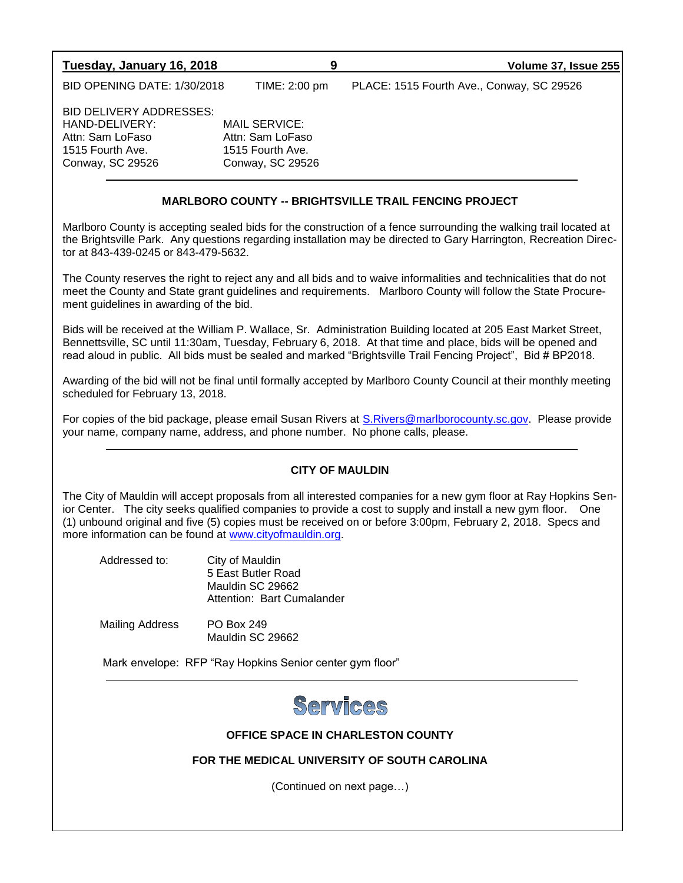BID OPENING DATE: 1/30/2018 TIME: 2:00 pm PLACE: 1515 Fourth Ave., Conway, SC 29526

BID DELIVERY ADDRESSES:

| HAND-DELIVERY: | MAIL SERVICE: |
|---|---|
| Attn: Sam LoFaso | Attn: Sam LoFaso |
| 1515 Fourth Ave. | 1515 Fourth Ave. |
| Conway, SC 29526 | Conway, SC 29526 |

---

**MARLBORO COUNTY -- BRIGHTSVILLE TRAIL FENCING PROJECT**

Marlboro County is accepting sealed bids for the construction of a fence surrounding the walking trail located at the Brightsville Park. Any questions regarding installation may be directed to Gary Harrington, Recreation Director at 843-439-0245 or 843-479-5632.

The County reserves the right to reject any and all bids and to waive informalities and technicalities that do not meet the County and State grant guidelines and requirements. Marlboro County will follow the State Procurement guidelines in awarding of the bid.

Bids will be received at the William P. Wallace, Sr. Administration Building located at 205 East Market Street, Bennettsville, SC until 11:30am, Tuesday, February 6, 2018. At that time and place, bids will be opened and read aloud in public. All bids must be sealed and marked "Brightsville Trail Fencing Project", Bid # BP2018.

Awarding of the bid will not be final until formally accepted by Marlboro County Council at their monthly meeting scheduled for February 13, 2018.

For copies of the bid package, please email Susan Rivers at S.Rivers@marlborocounty.sc.gov. Please provide your name, company name, address, and phone number. No phone calls, please.

---

**CITY OF MAULDIN**

The City of Mauldin will accept proposals from all interested companies for a new gym floor at Ray Hopkins Senior Center. The city seeks qualified companies to provide a cost to supply and install a new gym floor. One (1) unbound original and five (5) copies must be received on or before 3:00pm, February 2, 2018. Specs and more information can be found at www.cityofmauldin.org.

Addressed to:
City of Mauldin
5 East Butler Road
Mauldin SC 29662
Attention: Bart Cumalander

Mailing Address
PO Box 249
Mauldin SC 29662

Mark envelope: RFP "Ray Hopkins Senior center gym floor"

---

## Services

**OFFICE SPACE IN CHARLESTON COUNTY**

**FOR THE MEDICAL UNIVERSITY OF SOUTH CAROLINA**

(Continued on next page…)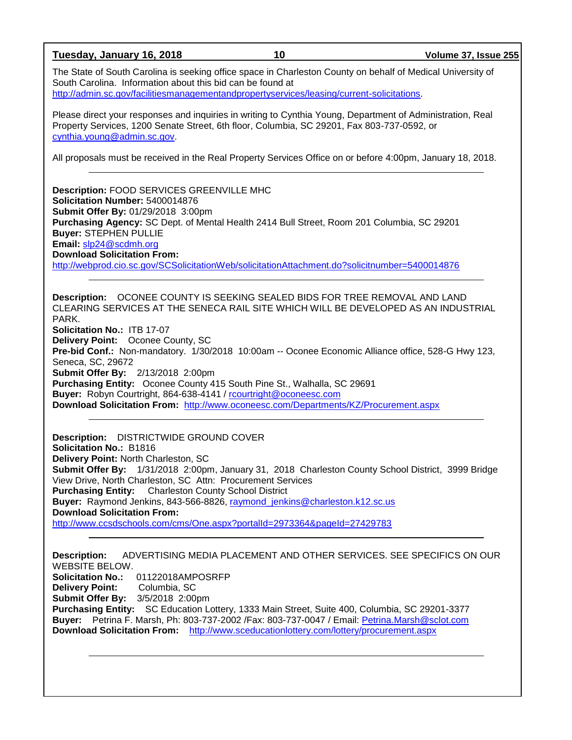The State of South Carolina is seeking office space in Charleston County on behalf of Medical University of South Carolina. Information about this bid can be found at http://admin.sc.gov/facilitiesmanagementandpropertyservices/leasing/current-solicitations.

Please direct your responses and inquiries in writing to Cynthia Young, Department of Administration, Real Property Services, 1200 Senate Street, 6th floor, Columbia, SC 29201, Fax 803-737-0592, or cynthia.young@admin.sc.gov.

All proposals must be received in the Real Property Services Office on or before 4:00pm, January 18, 2018.

---

**Description:** FOOD SERVICES GREENVILLE MHC
**Solicitation Number:** 5400014876
**Submit Offer By:** 01/29/2018 3:00pm
**Purchasing Agency:** SC Dept. of Mental Health 2414 Bull Street, Room 201 Columbia, SC 29201
**Buyer:** STEPHEN PULLIE
**Email:** slp24@scdmh.org
**Download Solicitation From:**
http://webprod.cio.sc.gov/SCSolicitationWeb/solicitationAttachment.do?solicitnumber=5400014876

---

**Description:** OCONEE COUNTY IS SEEKING SEALED BIDS FOR TREE REMOVAL AND LAND CLEARING SERVICES AT THE SENECA RAIL SITE WHICH WILL BE DEVELOPED AS AN INDUSTRIAL PARK.
**Solicitation No.:** ITB 17-07
**Delivery Point:** Oconee County, SC
**Pre-bid Conf.:** Non-mandatory. 1/30/2018 10:00am -- Oconee Economic Alliance office, 528-G Hwy 123, Seneca, SC, 29672
**Submit Offer By:** 2/13/2018 2:00pm
**Purchasing Entity:** Oconee County 415 South Pine St., Walhalla, SC 29691
**Buyer:** Robyn Courtright, 864-638-4141 / rcourtright@oconeesc.com
**Download Solicitation From:** http://www.oconeesc.com/Departments/KZ/Procurement.aspx

---

**Description:** DISTRICTWIDE GROUND COVER
**Solicitation No.:** B1816
**Delivery Point:** North Charleston, SC
**Submit Offer By:** 1/31/2018 2:00pm, January 31, 2018 Charleston County School District, 3999 Bridge View Drive, North Charleston, SC Attn: Procurement Services
**Purchasing Entity:** Charleston County School District
**Buyer:** Raymond Jenkins, 843-566-8826, raymond_jenkins@charleston.k12.sc.us
**Download Solicitation From:**
http://www.ccsdschools.com/cms/One.aspx?portalId=2973364&pageId=27429783

---

**Description:** ADVERTISING MEDIA PLACEMENT AND OTHER SERVICES. SEE SPECIFICS ON OUR WEBSITE BELOW.
**Solicitation No.:** 01122018AMPOSRFP
**Delivery Point:** Columbia, SC
**Submit Offer By:** 3/5/2018 2:00pm
**Purchasing Entity:** SC Education Lottery, 1333 Main Street, Suite 400, Columbia, SC 29201-3377
**Buyer:** Petrina F. Marsh, Ph: 803-737-2002 /Fax: 803-737-0047 / Email: Petrina.Marsh@sclot.com
**Download Solicitation From:** http://www.sceducationlottery.com/lottery/procurement.aspx

---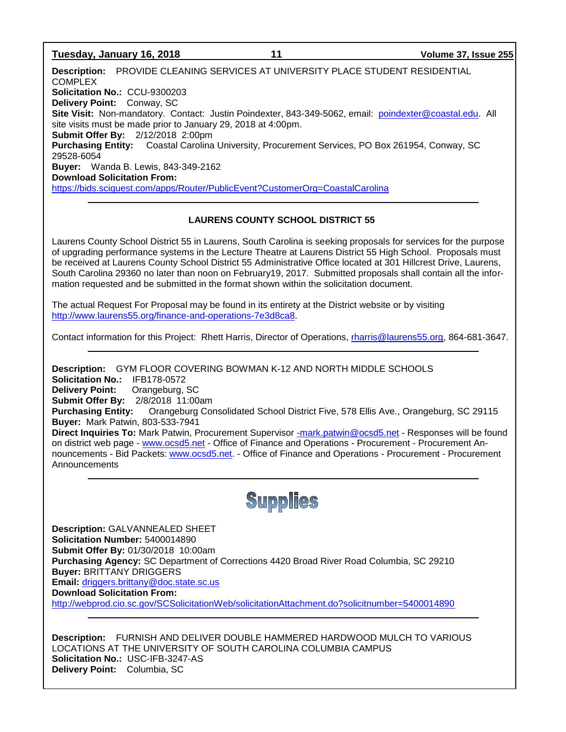**Description:** PROVIDE CLEANING SERVICES AT UNIVERSITY PLACE STUDENT RESIDENTIAL COMPLEX
**Solicitation No.:** CCU-9300203
**Delivery Point:** Conway, SC
**Site Visit:** Non-mandatory. Contact: Justin Poindexter, 843-349-5062, email: poindexter@coastal.edu. All site visits must be made prior to January 29, 2018 at 4:00pm.
**Submit Offer By:** 2/12/2018 2:00pm
**Purchasing Entity:** Coastal Carolina University, Procurement Services, PO Box 261954, Conway, SC 29528-6054
**Buyer:** Wanda B. Lewis, 843-349-2162
**Download Solicitation From:**
https://bids.sciquest.com/apps/Router/PublicEvent?CustomerOrg=CoastalCarolina

---

### LAURENS COUNTY SCHOOL DISTRICT 55

Laurens County School District 55 in Laurens, South Carolina is seeking proposals for services for the purpose of upgrading performance systems in the Lecture Theatre at Laurens District 55 High School. Proposals must be received at Laurens County School District 55 Administrative Office located at 301 Hillcrest Drive, Laurens, South Carolina 29360 no later than noon on February19, 2017. Submitted proposals shall contain all the information requested and be submitted in the format shown within the solicitation document.

The actual Request For Proposal may be found in its entirety at the District website or by visiting http://www.laurens55.org/finance-and-operations-7e3d8ca8.

Contact information for this Project: Rhett Harris, Director of Operations, rharris@laurens55.org, 864-681-3647.

---

**Description:** GYM FLOOR COVERING BOWMAN K-12 AND NORTH MIDDLE SCHOOLS
**Solicitation No.:** IFB178-0572
**Delivery Point:** Orangeburg, SC
**Submit Offer By:** 2/8/2018 11:00am
**Purchasing Entity:** Orangeburg Consolidated School District Five, 578 Ellis Ave., Orangeburg, SC 29115
**Buyer:** Mark Patwin, 803-533-7941
**Direct Inquiries To:** Mark Patwin, Procurement Supervisor -mark.patwin@ocsd5.net - Responses will be found on district web page - www.ocsd5.net - Office of Finance and Operations - Procurement - Procurement Announcements - Bid Packets: www.ocsd5.net. - Office of Finance and Operations - Procurement - Procurement Announcements

---

## Supplies

**Description:** GALVANNEALED SHEET
**Solicitation Number:** 5400014890
**Submit Offer By:** 01/30/2018 10:00am
**Purchasing Agency:** SC Department of Corrections 4420 Broad River Road Columbia, SC 29210
**Buyer:** BRITTANY DRIGGERS
**Email:** driggers.brittany@doc.state.sc.us
**Download Solicitation From:**
http://webprod.cio.sc.gov/SCSolicitationWeb/solicitationAttachment.do?solicitnumber=5400014890

---

**Description:** FURNISH AND DELIVER DOUBLE HAMMERED HARDWOOD MULCH TO VARIOUS LOCATIONS AT THE UNIVERSITY OF SOUTH CAROLINA COLUMBIA CAMPUS
**Solicitation No.:** USC-IFB-3247-AS
**Delivery Point:** Columbia, SC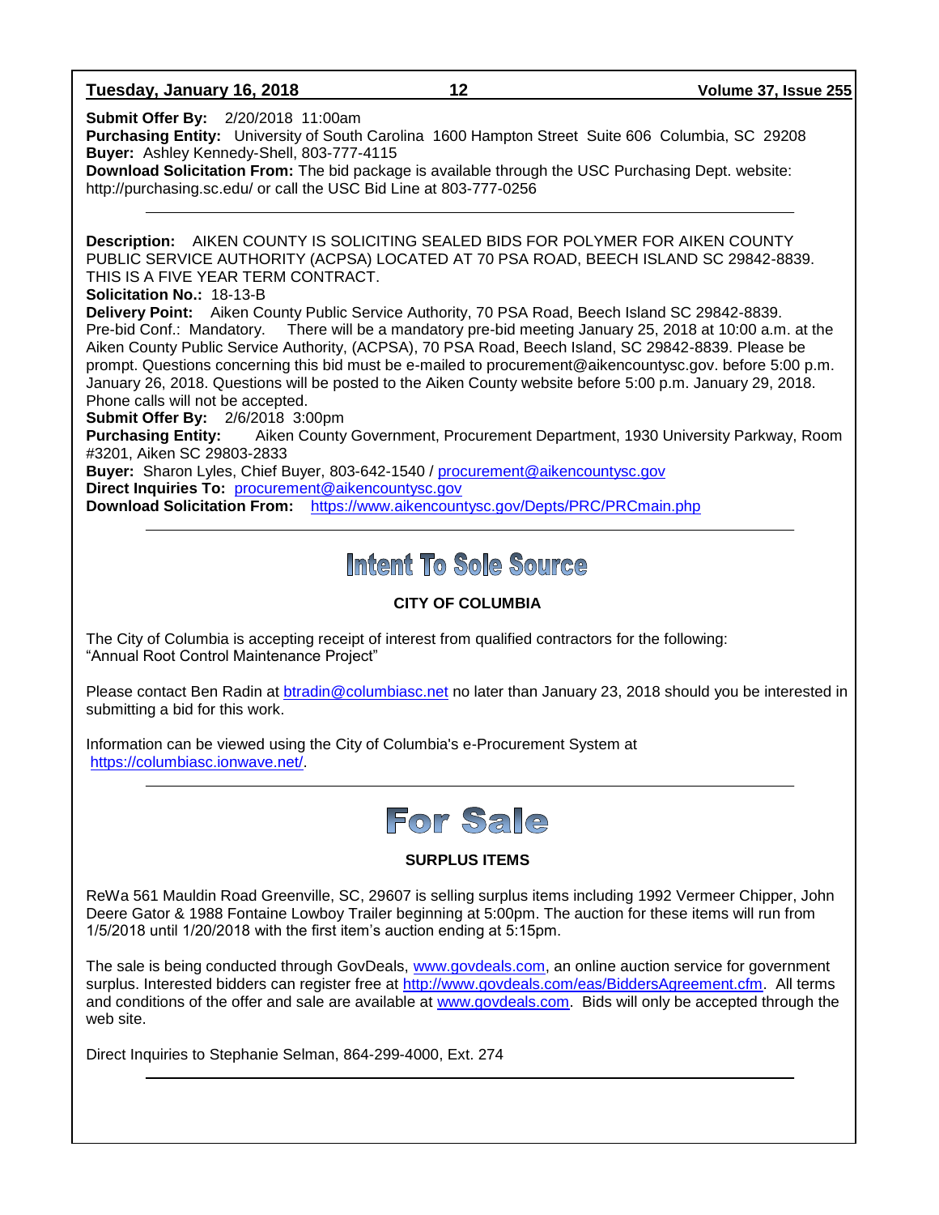**Submit Offer By:** 2/20/2018 11:00am
**Purchasing Entity:** University of South Carolina 1600 Hampton Street Suite 606 Columbia, SC 29208
**Buyer:** Ashley Kennedy-Shell, 803-777-4115
**Download Solicitation From:** The bid package is available through the USC Purchasing Dept. website: http://purchasing.sc.edu/ or call the USC Bid Line at 803-777-0256

---

**Description:** AIKEN COUNTY IS SOLICITING SEALED BIDS FOR POLYMER FOR AIKEN COUNTY PUBLIC SERVICE AUTHORITY (ACPSA) LOCATED AT 70 PSA ROAD, BEECH ISLAND SC 29842-8839. THIS IS A FIVE YEAR TERM CONTRACT.
**Solicitation No.:** 18-13-B
**Delivery Point:** Aiken County Public Service Authority, 70 PSA Road, Beech Island SC 29842-8839.
Pre-bid Conf.: Mandatory. There will be a mandatory pre-bid meeting January 25, 2018 at 10:00 a.m. at the Aiken County Public Service Authority, (ACPSA), 70 PSA Road, Beech Island, SC 29842-8839. Please be prompt. Questions concerning this bid must be e-mailed to procurement@aikencountysc.gov. before 5:00 p.m. January 26, 2018. Questions will be posted to the Aiken County website before 5:00 p.m. January 29, 2018. Phone calls will not be accepted.
**Submit Offer By:** 2/6/2018 3:00pm
**Purchasing Entity:** Aiken County Government, Procurement Department, 1930 University Parkway, Room #3201, Aiken SC 29803-2833
**Buyer:** Sharon Lyles, Chief Buyer, 803-642-1540 / procurement@aikencountysc.gov
**Direct Inquiries To:** procurement@aikencountysc.gov
**Download Solicitation From:** https://www.aikencountysc.gov/Depts/PRC/PRCmain.php

---

# Intent To Sole Source

**CITY OF COLUMBIA**

The City of Columbia is accepting receipt of interest from qualified contractors for the following:
"Annual Root Control Maintenance Project"

Please contact Ben Radin at btradin@columbiasc.net no later than January 23, 2018 should you be interested in submitting a bid for this work.

Information can be viewed using the City of Columbia's e-Procurement System at https://columbiasc.ionwave.net/.

---

# For Sale

**SURPLUS ITEMS**

ReWa 561 Mauldin Road Greenville, SC, 29607 is selling surplus items including 1992 Vermeer Chipper, John Deere Gator & 1988 Fontaine Lowboy Trailer beginning at 5:00pm. The auction for these items will run from 1/5/2018 until 1/20/2018 with the first item's auction ending at 5:15pm.

The sale is being conducted through GovDeals, www.govdeals.com, an online auction service for government surplus. Interested bidders can register free at http://www.govdeals.com/eas/BiddersAgreement.cfm. All terms and conditions of the offer and sale are available at www.govdeals.com. Bids will only be accepted through the web site.

Direct Inquiries to Stephanie Selman, 864-299-4000, Ext. 274

---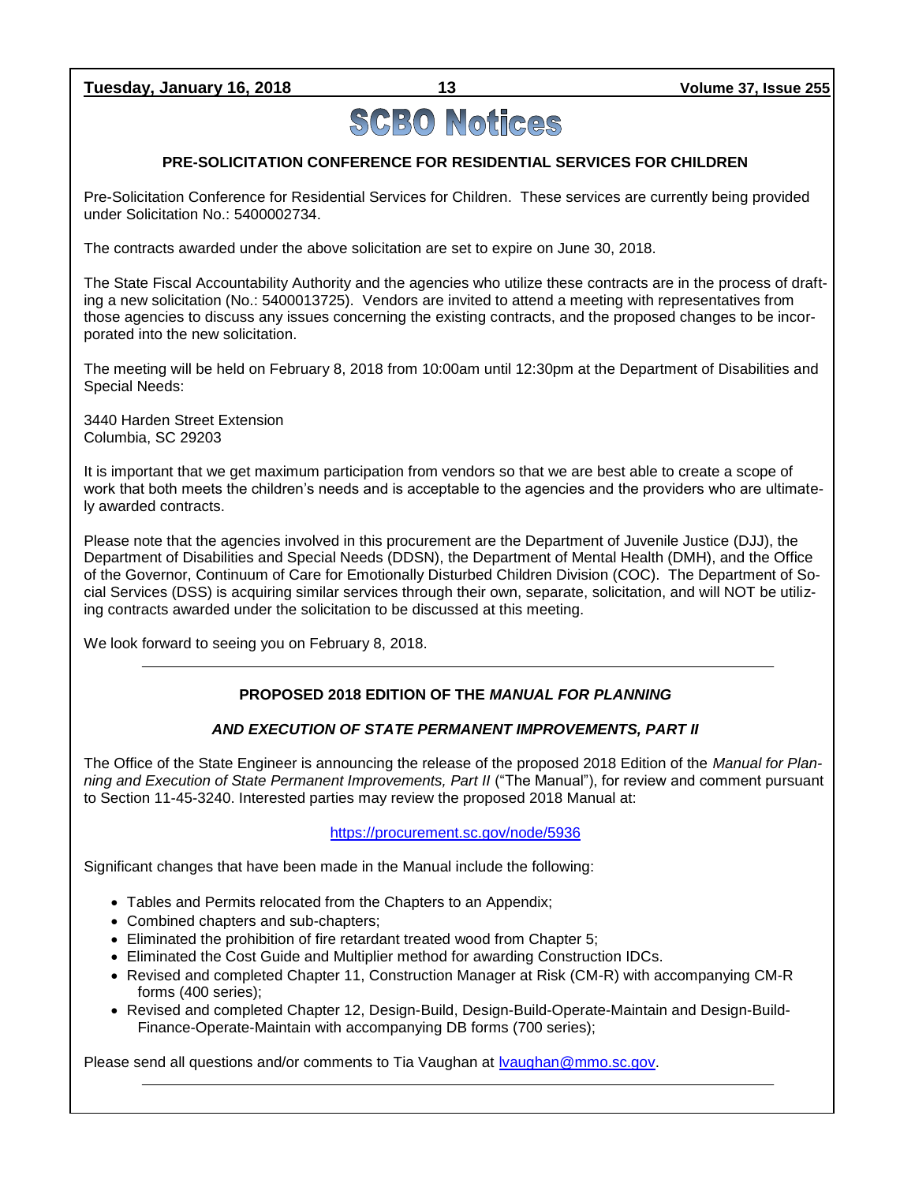# SCBO Notices

## PRE-SOLICITATION CONFERENCE FOR RESIDENTIAL SERVICES FOR CHILDREN

Pre-Solicitation Conference for Residential Services for Children. These services are currently being provided under Solicitation No.: 5400002734.

The contracts awarded under the above solicitation are set to expire on June 30, 2018.

The State Fiscal Accountability Authority and the agencies who utilize these contracts are in the process of drafting a new solicitation (No.: 5400013725). Vendors are invited to attend a meeting with representatives from those agencies to discuss any issues concerning the existing contracts, and the proposed changes to be incorporated into the new solicitation.

The meeting will be held on February 8, 2018 from 10:00am until 12:30pm at the Department of Disabilities and Special Needs:

3440 Harden Street Extension
Columbia, SC 29203

It is important that we get maximum participation from vendors so that we are best able to create a scope of work that both meets the children's needs and is acceptable to the agencies and the providers who are ultimately awarded contracts.

Please note that the agencies involved in this procurement are the Department of Juvenile Justice (DJJ), the Department of Disabilities and Special Needs (DDSN), the Department of Mental Health (DMH), and the Office of the Governor, Continuum of Care for Emotionally Disturbed Children Division (COC). The Department of Social Services (DSS) is acquiring similar services through their own, separate, solicitation, and will NOT be utilizing contracts awarded under the solicitation to be discussed at this meeting.

We look forward to seeing you on February 8, 2018.

---

## PROPOSED 2018 EDITION OF THE *MANUAL FOR PLANNING AND EXECUTION OF STATE PERMANENT IMPROVEMENTS, PART II*

The Office of the State Engineer is announcing the release of the proposed 2018 Edition of the *Manual for Planning and Execution of State Permanent Improvements, Part II* ("The Manual"), for review and comment pursuant to Section 11-45-3240. Interested parties may review the proposed 2018 Manual at:

https://procurement.sc.gov/node/5936

Significant changes that have been made in the Manual include the following:

- Tables and Permits relocated from the Chapters to an Appendix;
- Combined chapters and sub-chapters;
- Eliminated the prohibition of fire retardant treated wood from Chapter 5;
- Eliminated the Cost Guide and Multiplier method for awarding Construction IDCs.
- Revised and completed Chapter 11, Construction Manager at Risk (CM-R) with accompanying CM-R forms (400 series);
- Revised and completed Chapter 12, Design-Build, Design-Build-Operate-Maintain and Design-Build-Finance-Operate-Maintain with accompanying DB forms (700 series);

Please send all questions and/or comments to Tia Vaughan at lvaughan@mmo.sc.gov.

---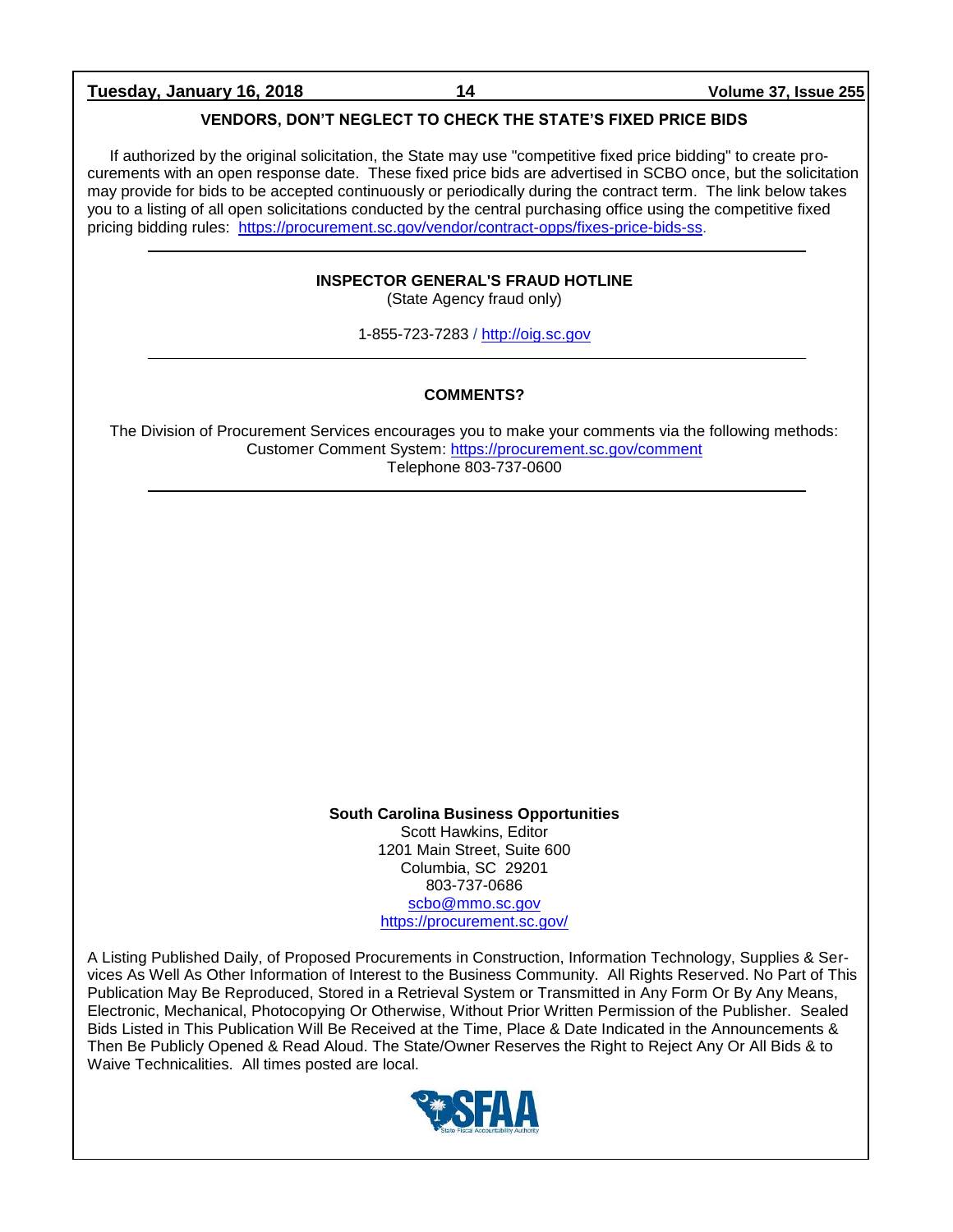## VENDORS, DON'T NEGLECT TO CHECK THE STATE'S FIXED PRICE BIDS

If authorized by the original solicitation, the State may use "competitive fixed price bidding" to create procurements with an open response date. These fixed price bids are advertised in SCBO once, but the solicitation may provide for bids to be accepted continuously or periodically during the contract term. The link below takes you to a listing of all open solicitations conducted by the central purchasing office using the competitive fixed pricing bidding rules: https://procurement.sc.gov/vendor/contract-opps/fixes-price-bids-ss.

---

## INSPECTOR GENERAL'S FRAUD HOTLINE

(State Agency fraud only)

1-855-723-7283 / http://oig.sc.gov

---

## COMMENTS?

The Division of Procurement Services encourages you to make your comments via the following methods:
Customer Comment System: https://procurement.sc.gov/comment
Telephone 803-737-0600

---

**South Carolina Business Opportunities**
Scott Hawkins, Editor
1201 Main Street, Suite 600
Columbia, SC 29201
803-737-0686
scbo@mmo.sc.gov
https://procurement.sc.gov/

A Listing Published Daily, of Proposed Procurements in Construction, Information Technology, Supplies & Services As Well As Other Information of Interest to the Business Community. All Rights Reserved. No Part of This Publication May Be Reproduced, Stored in a Retrieval System or Transmitted in Any Form Or By Any Means, Electronic, Mechanical, Photocopying Or Otherwise, Without Prior Written Permission of the Publisher. Sealed Bids Listed in This Publication Will Be Received at the Time, Place & Date Indicated in the Announcements & Then Be Publicly Opened & Read Aloud. The State/Owner Reserves the Right to Reject Any Or All Bids & to Waive Technicalities. All times posted are local.

SFAA
State Fiscal Accountability Authority